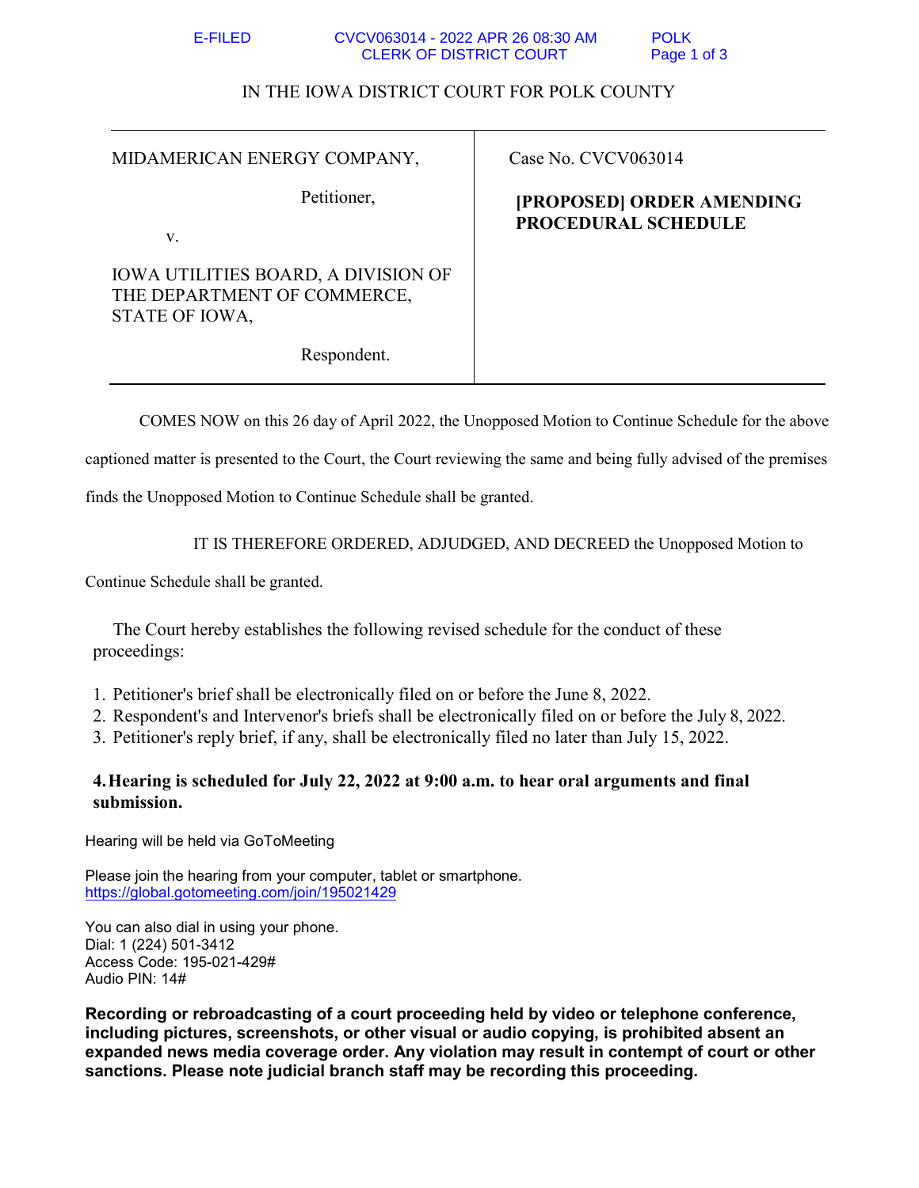IN THE IOWA DISTRICT COURT FOR POLK COUNTY

| MIDAMERICAN ENERGY COMPANY,<br><br>Petitioner,<br><br>v.<br><br>IOWA UTILITIES BOARD, A DIVISION OF THE DEPARTMENT OF COMMERCE, STATE OF IOWA,<br><br>Respondent. | Case No. CVCV063014<br><br>**[PROPOSED] ORDER AMENDING PROCEDURAL SCHEDULE** |
|---|---|

COMES NOW on this 26 day of April 2022, the Unopposed Motion to Continue Schedule for the above captioned matter is presented to the Court, the Court reviewing the same and being fully advised of the premises finds the Unopposed Motion to Continue Schedule shall be granted.

IT IS THEREFORE ORDERED, ADJUDGED, AND DECREED the Unopposed Motion to Continue Schedule shall be granted.

The Court hereby establishes the following revised schedule for the conduct of these proceedings:

1. Petitioner's brief shall be electronically filed on or before the June 8, 2022.
2. Respondent's and Intervenor's briefs shall be electronically filed on or before the July 8, 2022.
3. Petitioner's reply brief, if any, shall be electronically filed no later than July 15, 2022.

**4. Hearing is scheduled for July 22, 2022 at 9:00 a.m. to hear oral arguments and final submission.**

Hearing will be held via GoToMeeting

Please join the hearing from your computer, tablet or smartphone.
https://global.gotomeeting.com/join/195021429

You can also dial in using your phone.
Dial: 1 (224) 501-3412
Access Code: 195-021-429#
Audio PIN: 14#

**Recording or rebroadcasting of a court proceeding held by video or telephone conference, including pictures, screenshots, or other visual or audio copying, is prohibited absent an expanded news media coverage order. Any violation may result in contempt of court or other sanctions. Please note judicial branch staff may be recording this proceeding.**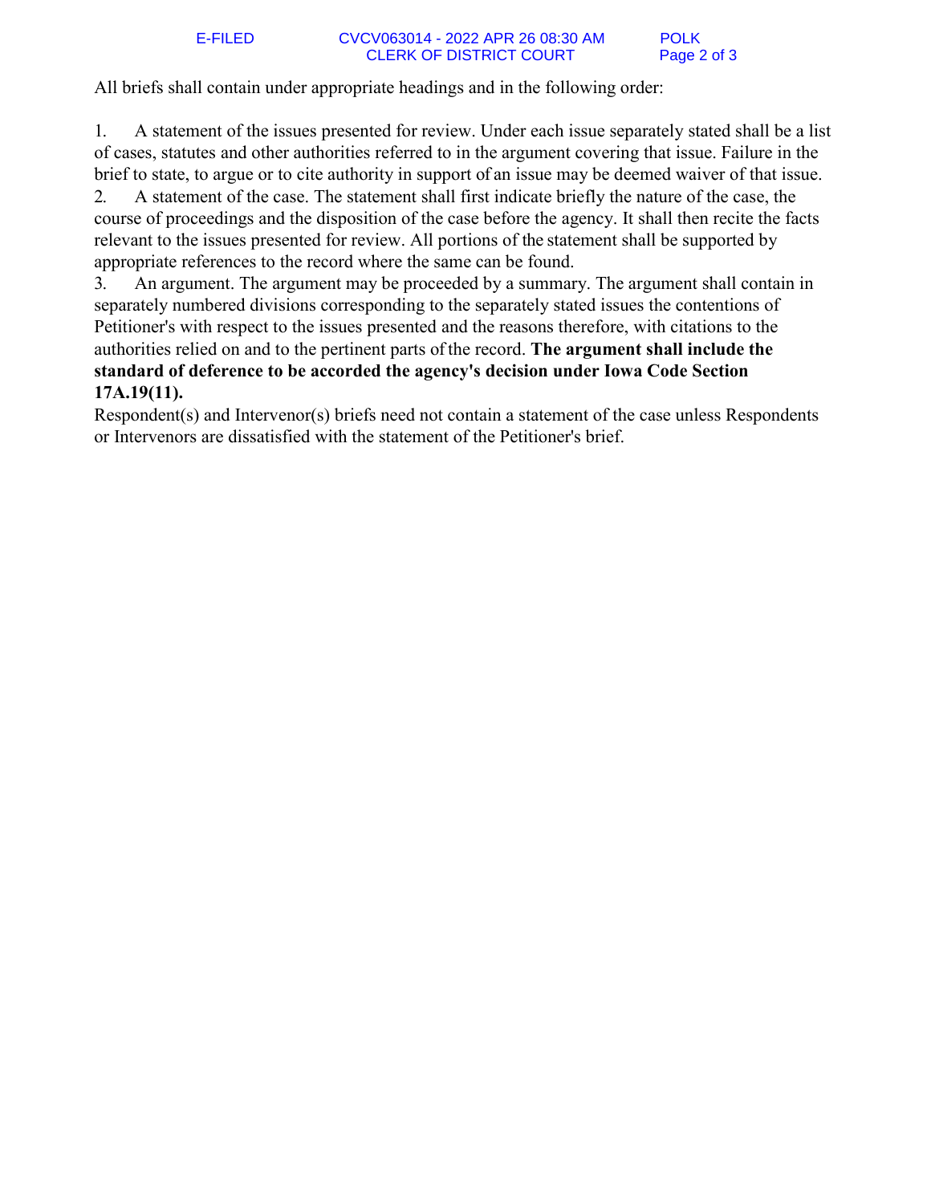All briefs shall contain under appropriate headings and in the following order:

1. A statement of the issues presented for review. Under each issue separately stated shall be a list of cases, statutes and other authorities referred to in the argument covering that issue. Failure in the brief to state, to argue or to cite authority in support of an issue may be deemed waiver of that issue.
2. A statement of the case. The statement shall first indicate briefly the nature of the case, the course of proceedings and the disposition of the case before the agency. It shall then recite the facts relevant to the issues presented for review. All portions of the statement shall be supported by appropriate references to the record where the same can be found.
3. An argument. The argument may be proceeded by a summary. The argument shall contain in separately numbered divisions corresponding to the separately stated issues the contentions of Petitioner's with respect to the issues presented and the reasons therefore, with citations to the authorities relied on and to the pertinent parts of the record. **The argument shall include the standard of deference to be accorded the agency's decision under Iowa Code Section 17A.19(11).**

Respondent(s) and Intervenor(s) briefs need not contain a statement of the case unless Respondents or Intervenors are dissatisfied with the statement of the Petitioner's brief.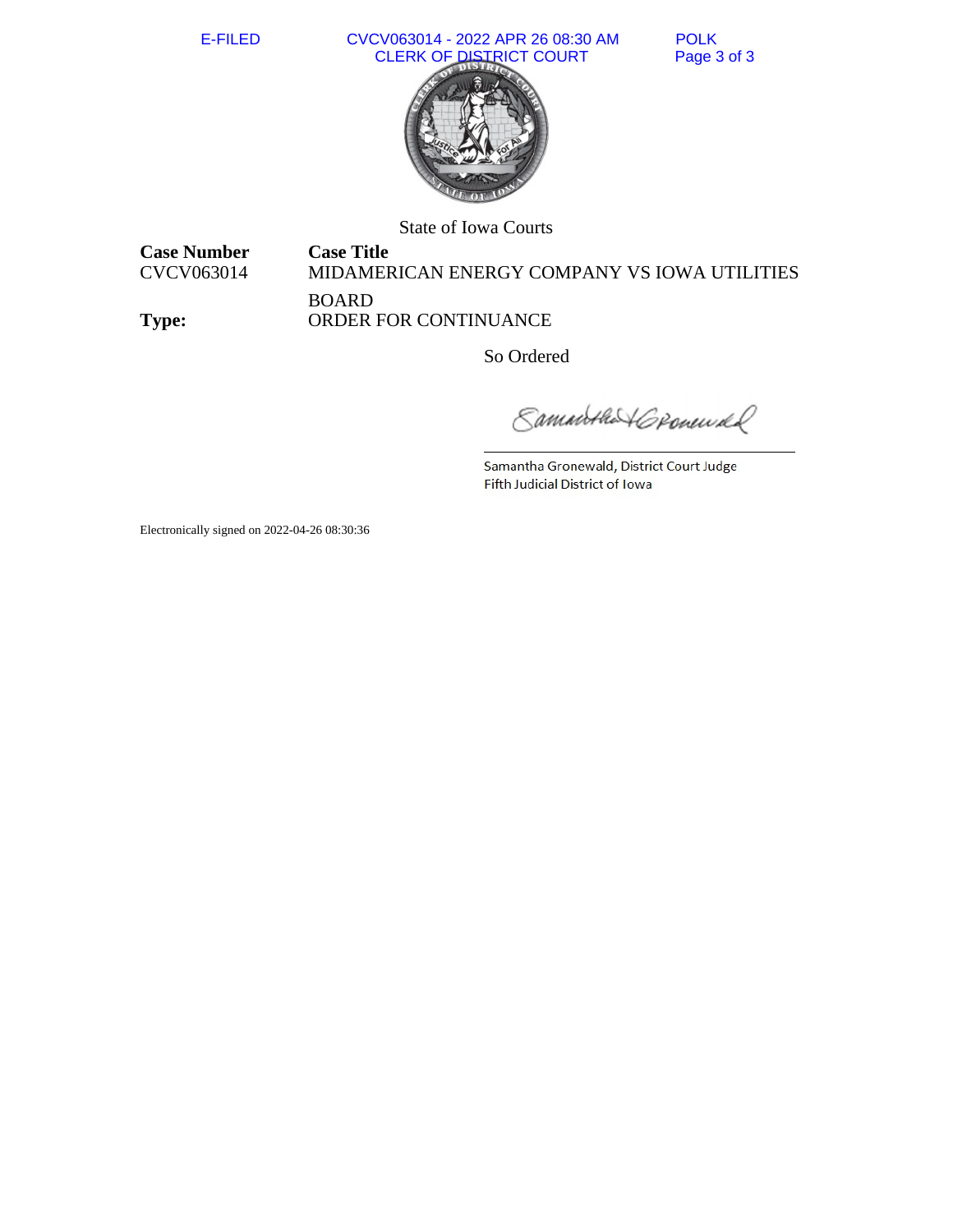State of Iowa Courts

| | |
|---|---|
| **Case Number** | **Case Title** |
| CVCV063014 | MIDAMERICAN ENERGY COMPANY VS IOWA UTILITIES BOARD |
| **Type:** | ORDER FOR CONTINUANCE |

So Ordered

Samantha Gronewald, District Court Judge
Fifth Judicial District of Iowa

Electronically signed on 2022-04-26 08:30:36